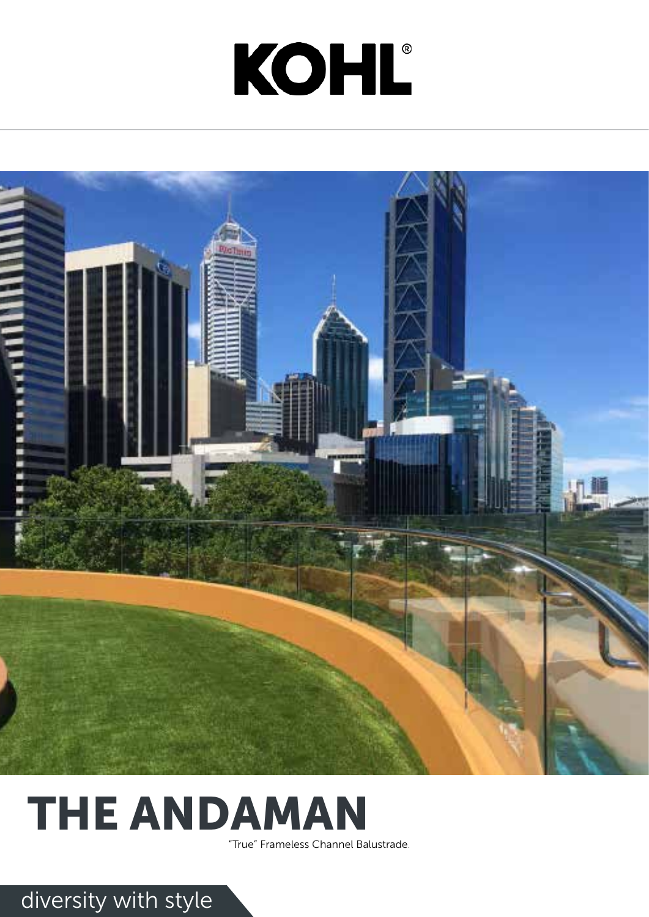# KOHL®

# THE ANDAMAN

"True" Frameless Channel Balustrade.

diversity with style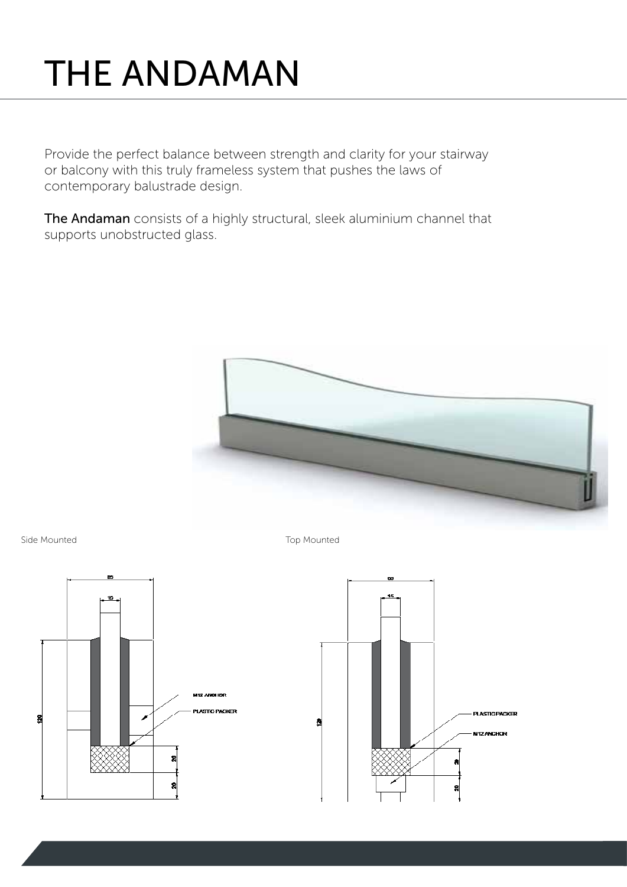# THE ANDAMAN

Provide the perfect balance between strength and clarity for your stairway or balcony with this truly frameless system that pushes the laws of contemporary balustrade design.

**The Andaman** consists of a highly structural, sleek aluminium channel that supports unobstructed glass.

Side Mounted

85

15

120

M12 ANCHOR

PLASTIC PACKER

20

20

Top Mounted

60

15

120

PLASTIC PACKER

M12 ANCHOR

20

20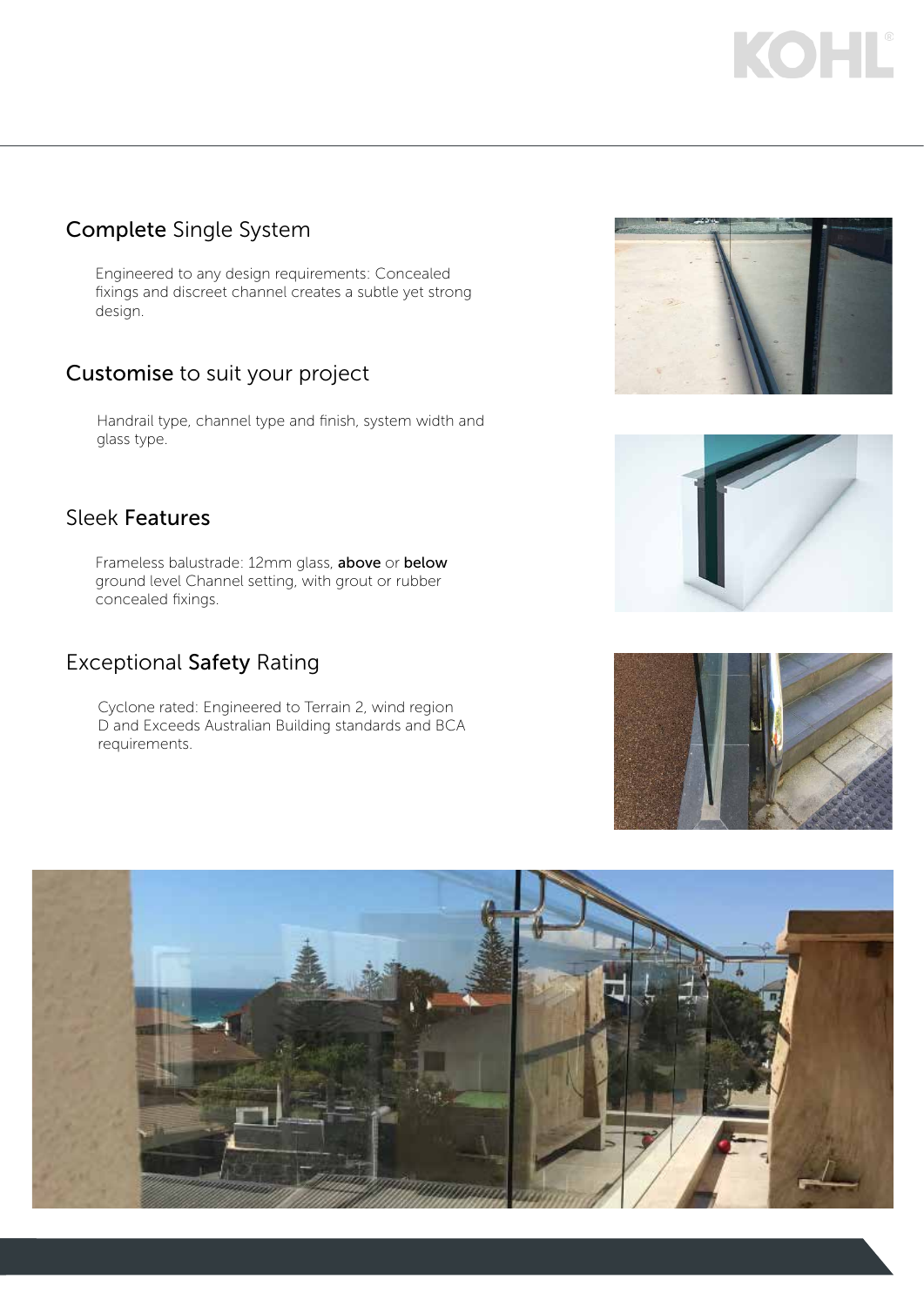## **Complete** Single System

Engineered to any design requirements: Concealed fixings and discreet channel creates a subtle yet strong design.

## **Customise** to suit your project

Handrail type, channel type and finish, system width and glass type.

## Sleek **Features**

Frameless balustrade: 12mm glass, **above** or **below** ground level Channel setting, with grout or rubber concealed fixings.

## Exceptional **Safety** Rating

Cyclone rated: Engineered to Terrain 2, wind region D and Exceeds Australian Building standards and BCA requirements.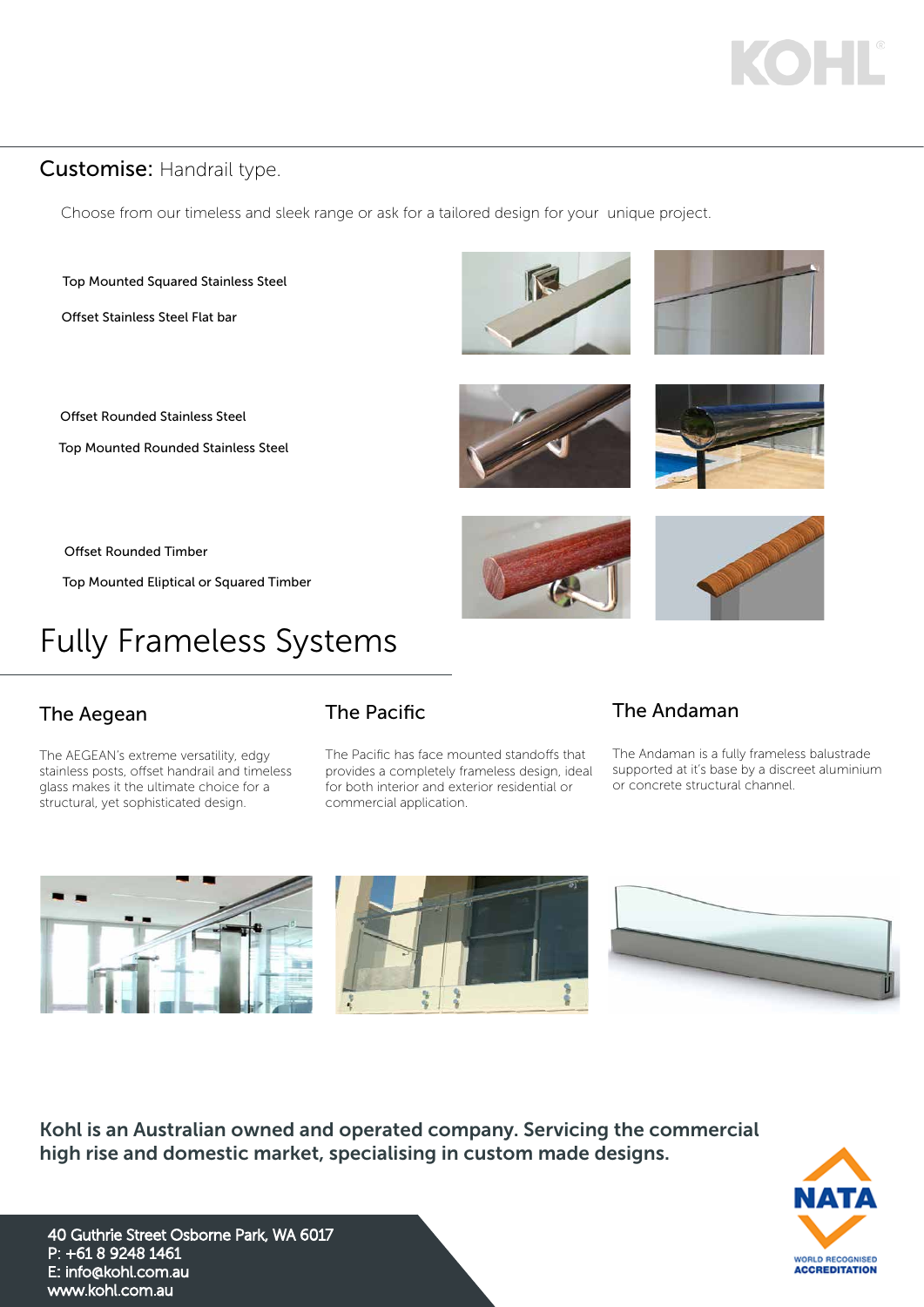KOHL®

## Customise: Handrail type.

Choose from our timeless and sleek range or ask for a tailored design for your unique project.

Top Mounted Squared Stainless Steel

Offset Stainless Steel Flat bar

Offset Rounded Stainless Steel

Top Mounted Rounded Stainless Steel

Offset Rounded Timber

Top Mounted Eliptical or Squared Timber

# Fully Frameless Systems

### The Aegean

The AEGEAN's extreme versatility, edgy stainless posts, offset handrail and timeless glass makes it the ultimate choice for a structural, yet sophisticated design.

### The Pacific

The Pacific has face mounted standoffs that provides a completely frameless design, ideal for both interior and exterior residential or commercial application.

### The Andaman

The Andaman is a fully frameless balustrade supported at it's base by a discreet aluminium or concrete structural channel.

**Kohl is an Australian owned and operated company. Servicing the commercial high rise and domestic market, specialising in custom made designs.**

NATA
WORLD RECOGNISED ACCREDITATION

40 Guthrie Street Osborne Park, WA 6017
P: +61 8 9248 1461
E: info@kohl.com.au
www.kohl.com.au